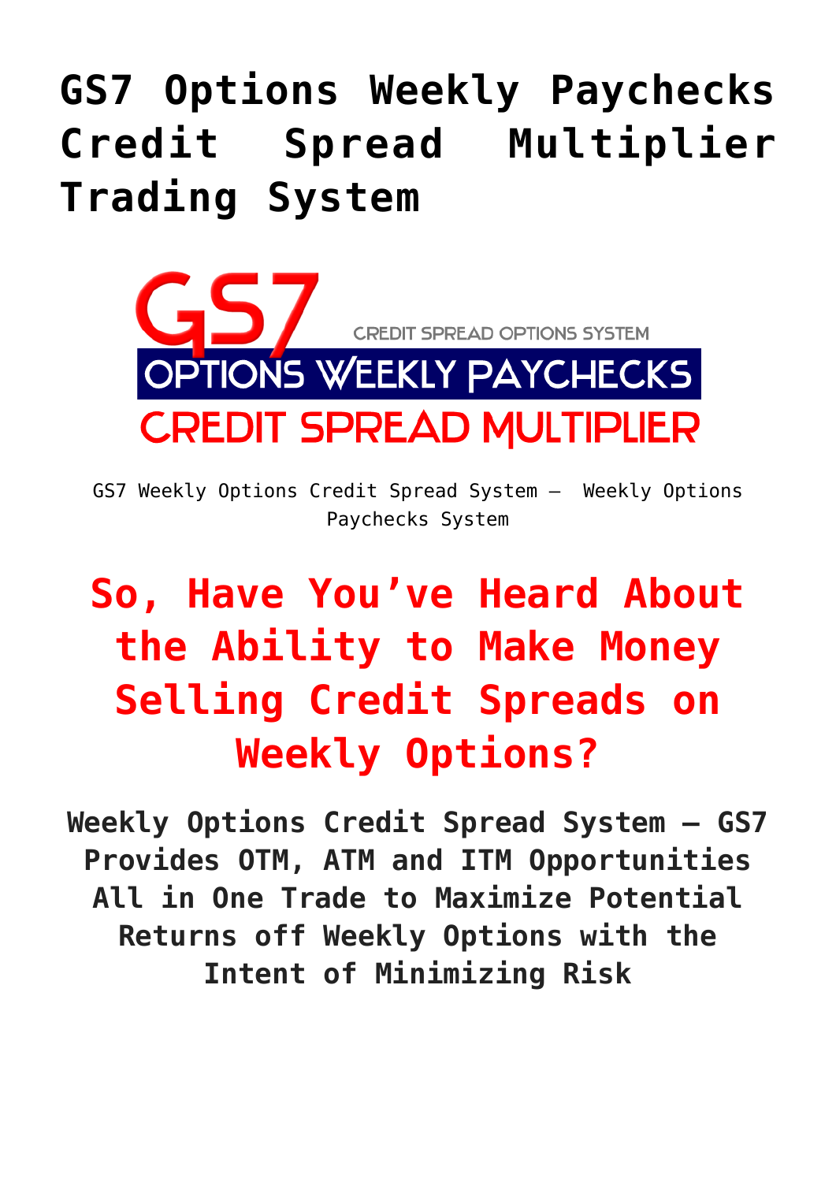# GS7 Options Weekly Paychecks Credit Spread Multiplier Trading System

GS7 Weekly Options Credit Spread System – Weekly Options Paychecks System

## So, Have You've Heard About the Ability to Make Money Selling Credit Spreads on Weekly Options?

### Weekly Options Credit Spread System – GS7 Provides OTM, ATM and ITM Opportunities All in One Trade to Maximize Potential Returns off Weekly Options with the Intent of Minimizing Risk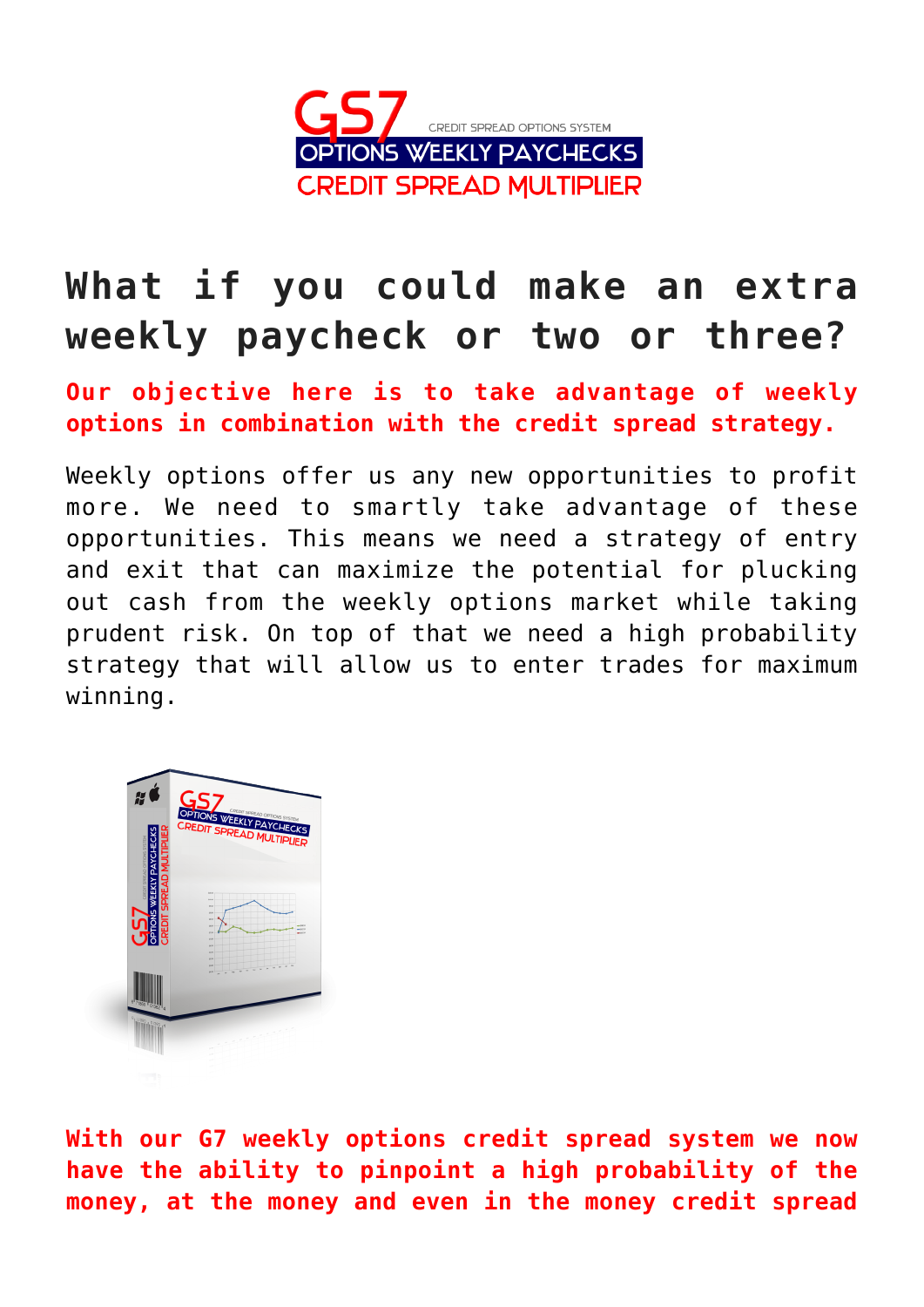# What if you could make an extra weekly paycheck or two or three?

**Our objective here is to take advantage of weekly options in combination with the credit spread strategy.**

Weekly options offer us any new opportunities to profit more. We need to smartly take advantage of these opportunities. This means we need a strategy of entry and exit that can maximize the potential for plucking out cash from the weekly options market while taking prudent risk. On top of that we need a high probability strategy that will allow us to enter trades for maximum winning.

**With our G7 weekly options credit spread system we now have the ability to pinpoint a high probability of the money, at the money and even in the money credit spread**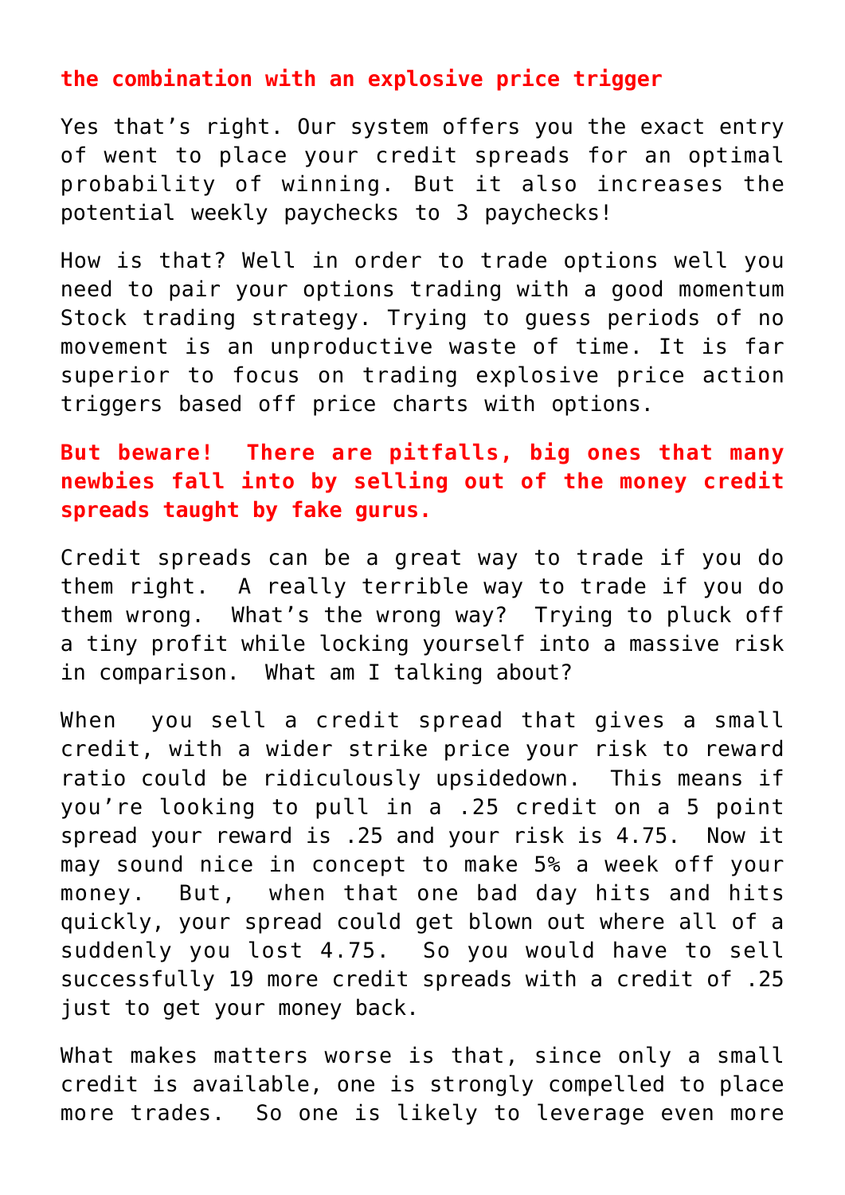**the combination with an explosive price trigger**

Yes that's right. Our system offers you the exact entry of went to place your credit spreads for an optimal probability of winning. But it also increases the potential weekly paychecks to 3 paychecks!

How is that? Well in order to trade options well you need to pair your options trading with a good momentum Stock trading strategy. Trying to guess periods of no movement is an unproductive waste of time. It is far superior to focus on trading explosive price action triggers based off price charts with options.

**But beware! There are pitfalls, big ones that many newbies fall into by selling out of the money credit spreads taught by fake gurus.**

Credit spreads can be a great way to trade if you do them right. A really terrible way to trade if you do them wrong. What's the wrong way? Trying to pluck off a tiny profit while locking yourself into a massive risk in comparison. What am I talking about?

When you sell a credit spread that gives a small credit, with a wider strike price your risk to reward ratio could be ridiculously upsidedown. This means if you're looking to pull in a .25 credit on a 5 point spread your reward is .25 and your risk is 4.75. Now it may sound nice in concept to make 5% a week off your money. But, when that one bad day hits and hits quickly, your spread could get blown out where all of a suddenly you lost 4.75. So you would have to sell successfully 19 more credit spreads with a credit of .25 just to get your money back.

What makes matters worse is that, since only a small credit is available, one is strongly compelled to place more trades. So one is likely to leverage even more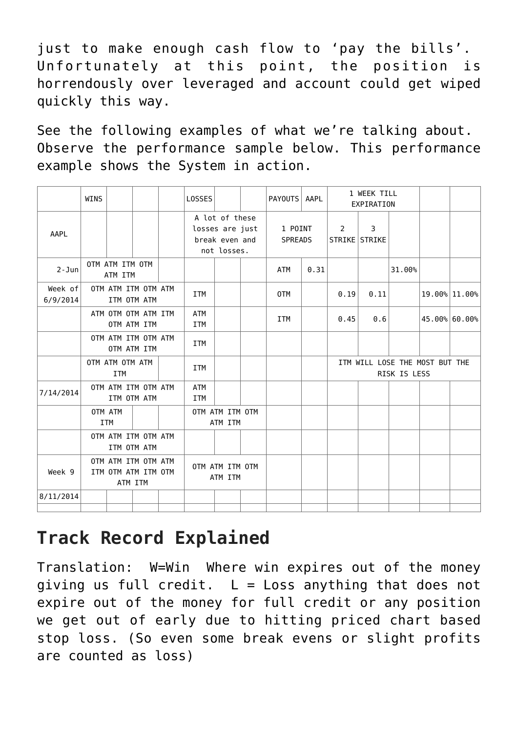just to make enough cash flow to 'pay the bills'. Unfortunately at this point, the position is horrendously over leveraged and account could get wiped quickly this way.

See the following examples of what we're talking about. Observe the performance sample below. This performance example shows the System in action.

| | WINS | | | | LOSSES | | | PAYOUTS | AAPL | 1 WEEK TILL EXPIRATION | | | | |
|---|---|---|---|---|---|---|---|---|---|---|---|---|---|---|
| AAPL | | | | | A lot of these losses are just break even and not losses. | | | 1 POINT SPREADS | | 2 STRIKE | 3 STRIKE | | | |
| 2-Jun | OTM ATM ITM OTM ATM ITM | | | | | | | ATM | 0.31 | | | 31.00% | | |
| Week of 6/9/2014 | OTM ATM ITM OTM ATM ITM OTM ATM | | | | ITM | | | OTM | | 0.19 | 0.11 | | 19.00% | 11.00% |
| | ATM OTM OTM ATM ITM OTM ATM ITM | | | | ATM ITM | | | ITM | | 0.45 | 0.6 | | 45.00% | 60.00% |
| | OTM ATM ITM OTM ATM OTM ATM ITM | | | | ITM | | | | | | | | | |
| | OTM ATM OTM ATM ITM | | | | ITM | | | | | ITM WILL LOSE THE MOST BUT THE RISK IS LESS | | | | |
| 7/14/2014 | OTM ATM ITM OTM ATM ITM OTM ATM | | | | ATM ITM | | | | | | | | | |
| | OTM ATM ITM | | | | OTM ATM ITM OTM ATM ITM | | | | | | | | | |
| | OTM ATM ITM OTM ATM ITM OTM ATM | | | | | | | | | | | | | |
| Week 9 | OTM ATM ITM OTM ATM ITM OTM ATM ITM OTM ATM ITM | | | | OTM ATM ITM OTM ATM ITM | | | | | | | | | |
| 8/11/2014 | | | | | | | | | | | | | | |
| | | | | | | | | | | | | | | |

## Track Record Explained

Translation: W=Win Where win expires out of the money giving us full credit. L = Loss anything that does not expire out of the money for full credit or any position we get out of early due to hitting priced chart based stop loss. (So even some break evens or slight profits are counted as loss)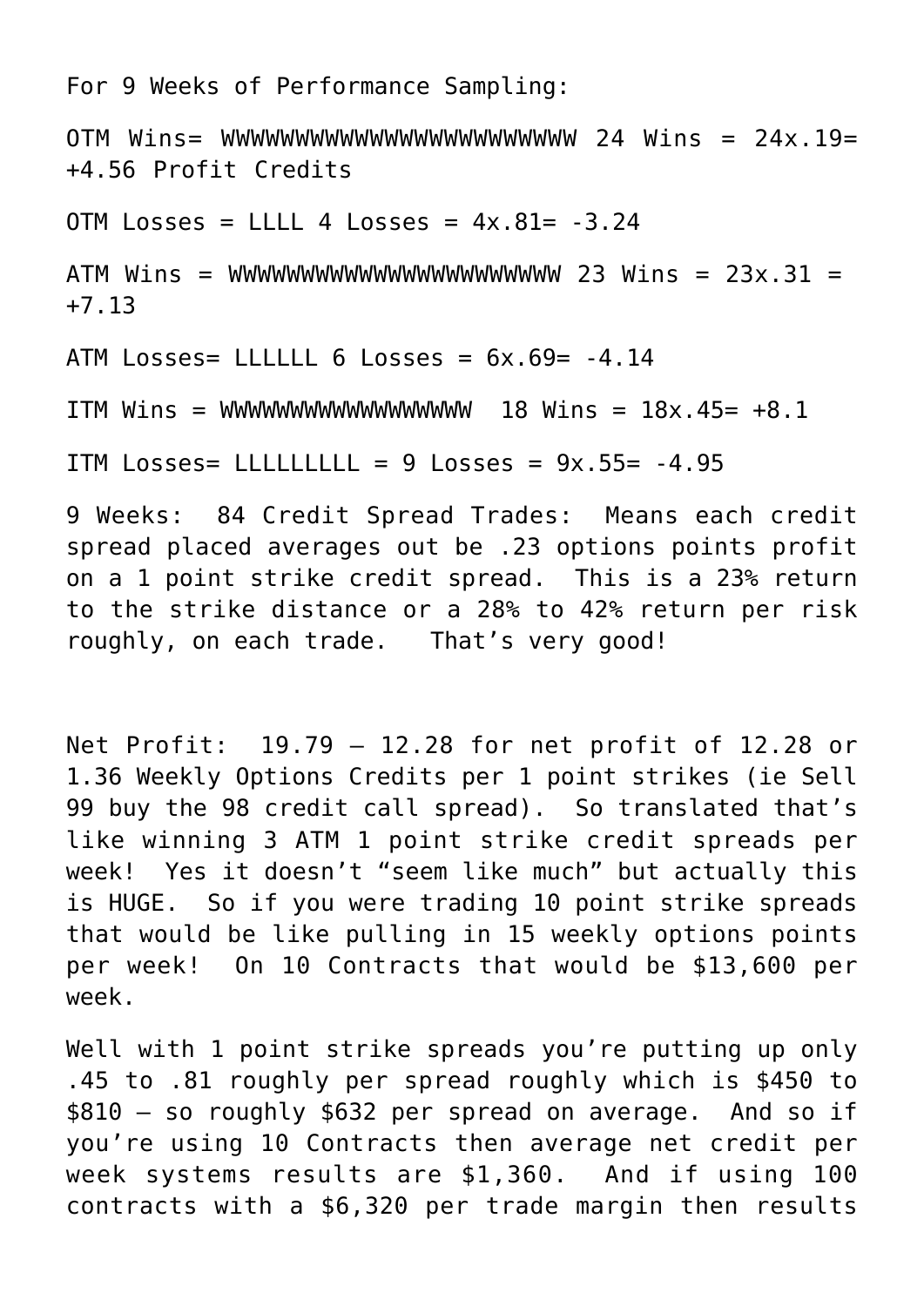For 9 Weeks of Performance Sampling:

OTM Wins= WWWWWWWWWWWWWWWWWWWWWWWW 24 Wins = 24x.19= +4.56 Profit Credits

OTM Losses = LLLL 4 Losses = 4x.81= -3.24

ATM Wins = WWWWWWWWWWWWWWWWWWWWWWW 23 Wins = 23x.31 = +7.13

ATM Losses= LLLLLL 6 Losses = 6x.69= -4.14

ITM Wins = WWWWWWWWWWWWWWWWWW 18 Wins = 18x.45= +8.1

ITM Losses= LLLLLLLLL = 9 Losses = 9x.55= -4.95

9 Weeks: 84 Credit Spread Trades: Means each credit spread placed averages out be .23 options points profit on a 1 point strike credit spread. This is a 23% return to the strike distance or a 28% to 42% return per risk roughly, on each trade. That's very good!

Net Profit: 19.79 – 12.28 for net profit of 12.28 or 1.36 Weekly Options Credits per 1 point strikes (ie Sell 99 buy the 98 credit call spread). So translated that's like winning 3 ATM 1 point strike credit spreads per week! Yes it doesn't "seem like much" but actually this is HUGE. So if you were trading 10 point strike spreads that would be like pulling in 15 weekly options points per week! On 10 Contracts that would be $13,600 per week.

Well with 1 point strike spreads you're putting up only .45 to .81 roughly per spread roughly which is $450 to $810 – so roughly $632 per spread on average. And so if you're using 10 Contracts then average net credit per week systems results are $1,360. And if using 100 contracts with a $6,320 per trade margin then results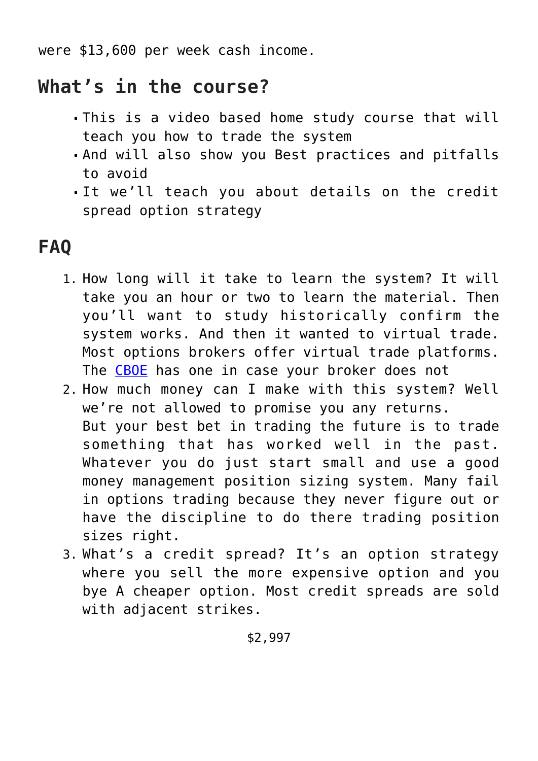were $13,600 per week cash income.

## What's in the course?

- This is a video based home study course that will teach you how to trade the system
- And will also show you Best practices and pitfalls to avoid
- It we'll teach you about details on the credit spread option strategy

## FAQ

1. How long will it take to learn the system? It will take you an hour or two to learn the material. Then you'll want to study historically confirm the system works. And then it wanted to virtual trade. Most options brokers offer virtual trade platforms. The CBOE has one in case your broker does not
2. How much money can I make with this system? Well we're not allowed to promise you any returns.
   But your best bet in trading the future is to trade something that has worked well in the past. Whatever you do just start small and use a good money management position sizing system. Many fail in options trading because they never figure out or have the discipline to do there trading position sizes right.
3. What's a credit spread? It's an option strategy where you sell the more expensive option and you bye A cheaper option. Most credit spreads are sold with adjacent strikes.

$2,997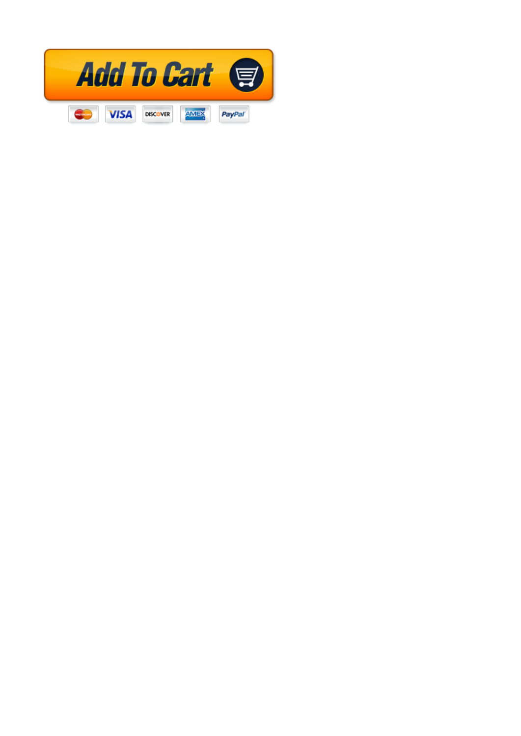Add To Cart

VISA DISCOVER AMEX PayPal